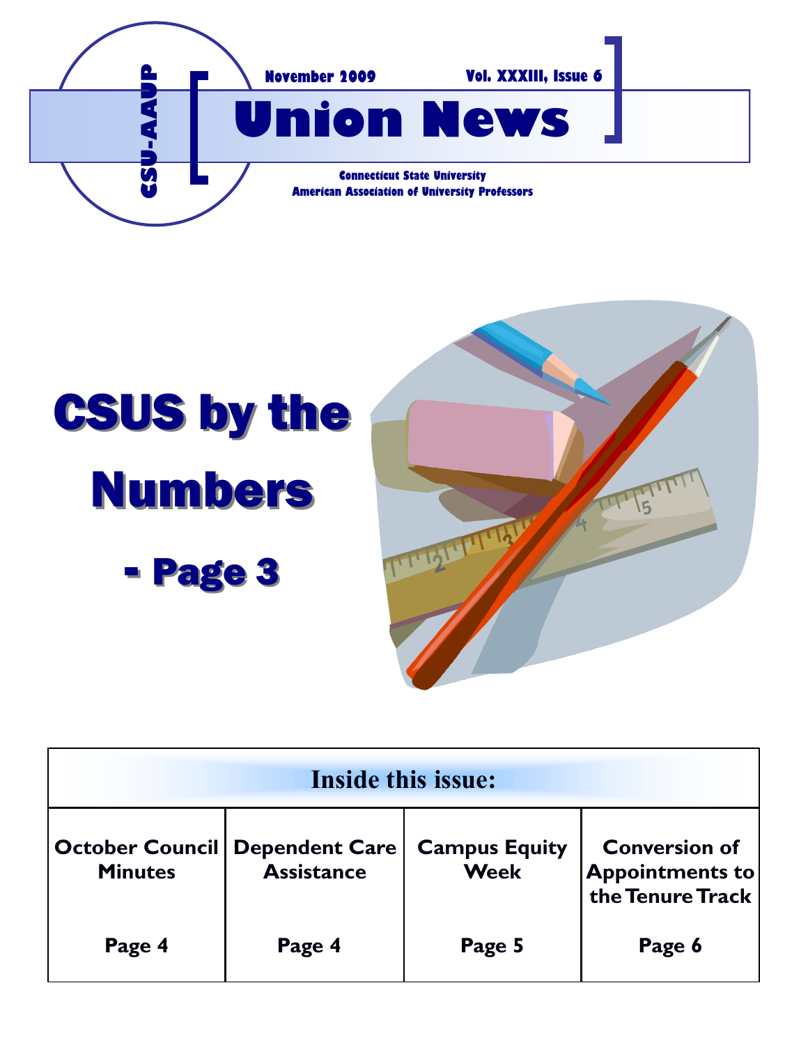CSU-AAUP

November 2009 Vol. XXXIII, Issue 6

# Union News

**Connecticut State University**
**American Association of University Professors**

# CSUS by the Numbers

## - Page 3

| Inside this issue: | | | |
|---|---|---|---|
| **October Council Minutes** | **Dependent Care Assistance** | **Campus Equity Week** | **Conversion of Appointments to the Tenure Track** |
| **Page 4** | **Page 4** | **Page 5** | **Page 6** |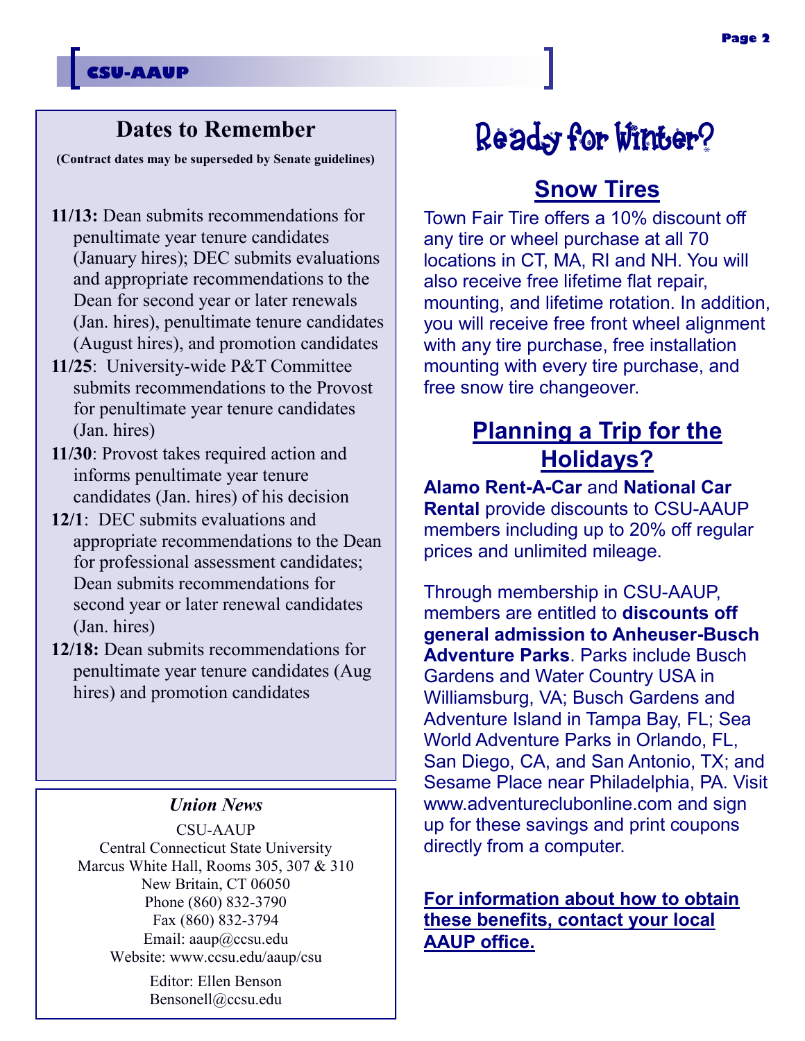## Dates to Remember

**(Contract dates may be superseded by Senate guidelines)**

- **11/13:** Dean submits recommendations for penultimate year tenure candidates (January hires); DEC submits evaluations and appropriate recommendations to the Dean for second year or later renewals (Jan. hires), penultimate tenure candidates (August hires), and promotion candidates
- **11/25**: University-wide P&T Committee submits recommendations to the Provost for penultimate year tenure candidates (Jan. hires)
- **11/30**: Provost takes required action and informs penultimate year tenure candidates (Jan. hires) of his decision
- **12/1**: DEC submits evaluations and appropriate recommendations to the Dean for professional assessment candidates; Dean submits recommendations for second year or later renewal candidates (Jan. hires)
- **12/18:** Dean submits recommendations for penultimate year tenure candidates (Aug hires) and promotion candidates

*Union News*

CSU-AAUP
Central Connecticut State University
Marcus White Hall, Rooms 305, 307 & 310
New Britain, CT 06050
Phone (860) 832-3790
Fax (860) 832-3794
Email: aaup@ccsu.edu
Website: www.ccsu.edu/aaup/csu

Editor: Ellen Benson
Bensonell@ccsu.edu

# Ready for Winter?

## Snow Tires

Town Fair Tire offers a 10% discount off any tire or wheel purchase at all 70 locations in CT, MA, RI and NH. You will also receive free lifetime flat repair, mounting, and lifetime rotation. In addition, you will receive free front wheel alignment with any tire purchase, free installation mounting with every tire purchase, and free snow tire changeover.

## Planning a Trip for the Holidays?

**Alamo Rent-A-Car** and **National Car Rental** provide discounts to CSU-AAUP members including up to 20% off regular prices and unlimited mileage.

Through membership in CSU-AAUP, members are entitled to **discounts off general admission to Anheuser-Busch Adventure Parks**. Parks include Busch Gardens and Water Country USA in Williamsburg, VA; Busch Gardens and Adventure Island in Tampa Bay, FL; Sea World Adventure Parks in Orlando, FL, San Diego, CA, and San Antonio, TX; and Sesame Place near Philadelphia, PA. Visit www.adventureclubonline.com and sign up for these savings and print coupons directly from a computer.

**For information about how to obtain these benefits, contact your local AAUP office.**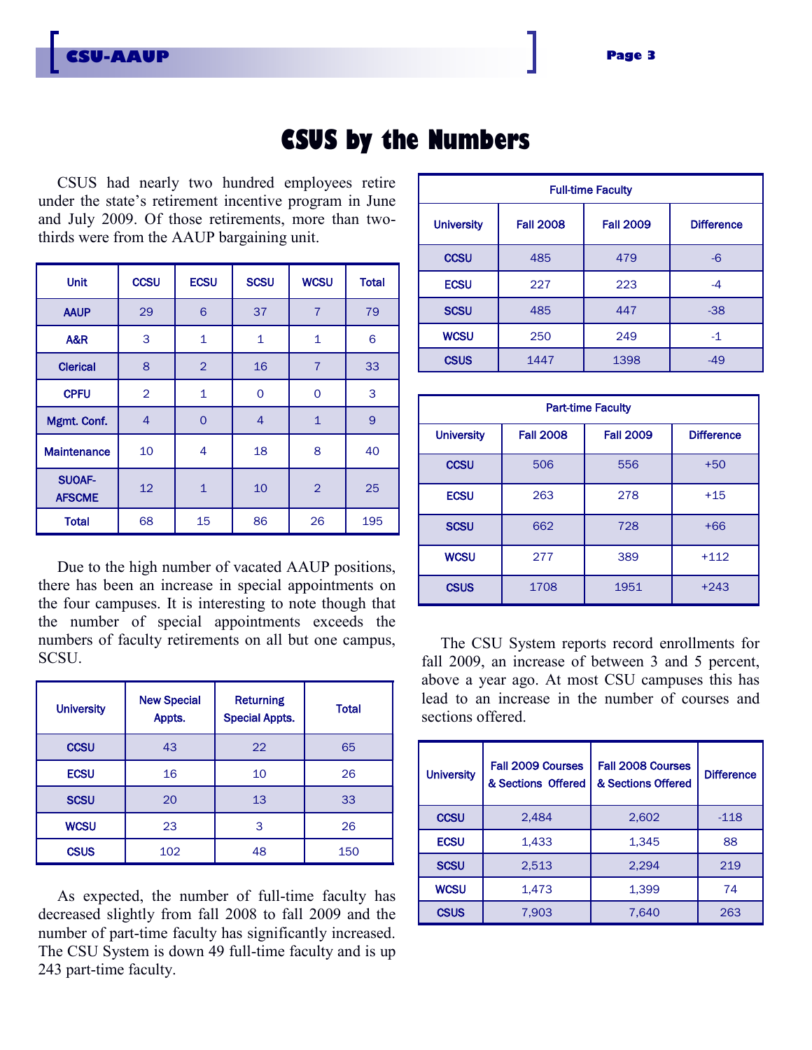# CSUS by the Numbers

CSUS had nearly two hundred employees retire under the state's retirement incentive program in June and July 2009. Of those retirements, more than two-thirds were from the AAUP bargaining unit.

| Unit | CCSU | ECSU | SCSU | WCSU | Total |
|---|---|---|---|---|---|
| AAUP | 29 | 6 | 37 | 7 | 79 |
| A&R | 3 | 1 | 1 | 1 | 6 |
| Clerical | 8 | 2 | 16 | 7 | 33 |
| CPFU | 2 | 1 | 0 | 0 | 3 |
| Mgmt. Conf. | 4 | 0 | 4 | 1 | 9 |
| Maintenance | 10 | 4 | 18 | 8 | 40 |
| SUOAF-AFSCME | 12 | 1 | 10 | 2 | 25 |
| Total | 68 | 15 | 86 | 26 | 195 |

Due to the high number of vacated AAUP positions, there has been an increase in special appointments on the four campuses. It is interesting to note though that the number of special appointments exceeds the numbers of faculty retirements on all but one campus, SCSU.

| University | New Special Appts. | Returning Special Appts. | Total |
|---|---|---|---|
| CCSU | 43 | 22 | 65 |
| ECSU | 16 | 10 | 26 |
| SCSU | 20 | 13 | 33 |
| WCSU | 23 | 3 | 26 |
| CSUS | 102 | 48 | 150 |

As expected, the number of full-time faculty has decreased slightly from fall 2008 to fall 2009 and the number of part-time faculty has significantly increased. The CSU System is down 49 full-time faculty and is up 243 part-time faculty.

| Full-time Faculty | | | |
|---|---|---|---|
| University | Fall 2008 | Fall 2009 | Difference |
| CCSU | 485 | 479 | -6 |
| ECSU | 227 | 223 | -4 |
| SCSU | 485 | 447 | -38 |
| WCSU | 250 | 249 | -1 |
| CSUS | 1447 | 1398 | -49 |

| Part-time Faculty | | | |
|---|---|---|---|
| University | Fall 2008 | Fall 2009 | Difference |
| CCSU | 506 | 556 | +50 |
| ECSU | 263 | 278 | +15 |
| SCSU | 662 | 728 | +66 |
| WCSU | 277 | 389 | +112 |
| CSUS | 1708 | 1951 | +243 |

The CSU System reports record enrollments for fall 2009, an increase of between 3 and 5 percent, above a year ago. At most CSU campuses this has lead to an increase in the number of courses and sections offered.

| University | Fall 2009 Courses & Sections Offered | Fall 2008 Courses & Sections Offered | Difference |
|---|---|---|---|
| CCSU | 2,484 | 2,602 | -118 |
| ECSU | 1,433 | 1,345 | 88 |
| SCSU | 2,513 | 2,294 | 219 |
| WCSU | 1,473 | 1,399 | 74 |
| CSUS | 7,903 | 7,640 | 263 |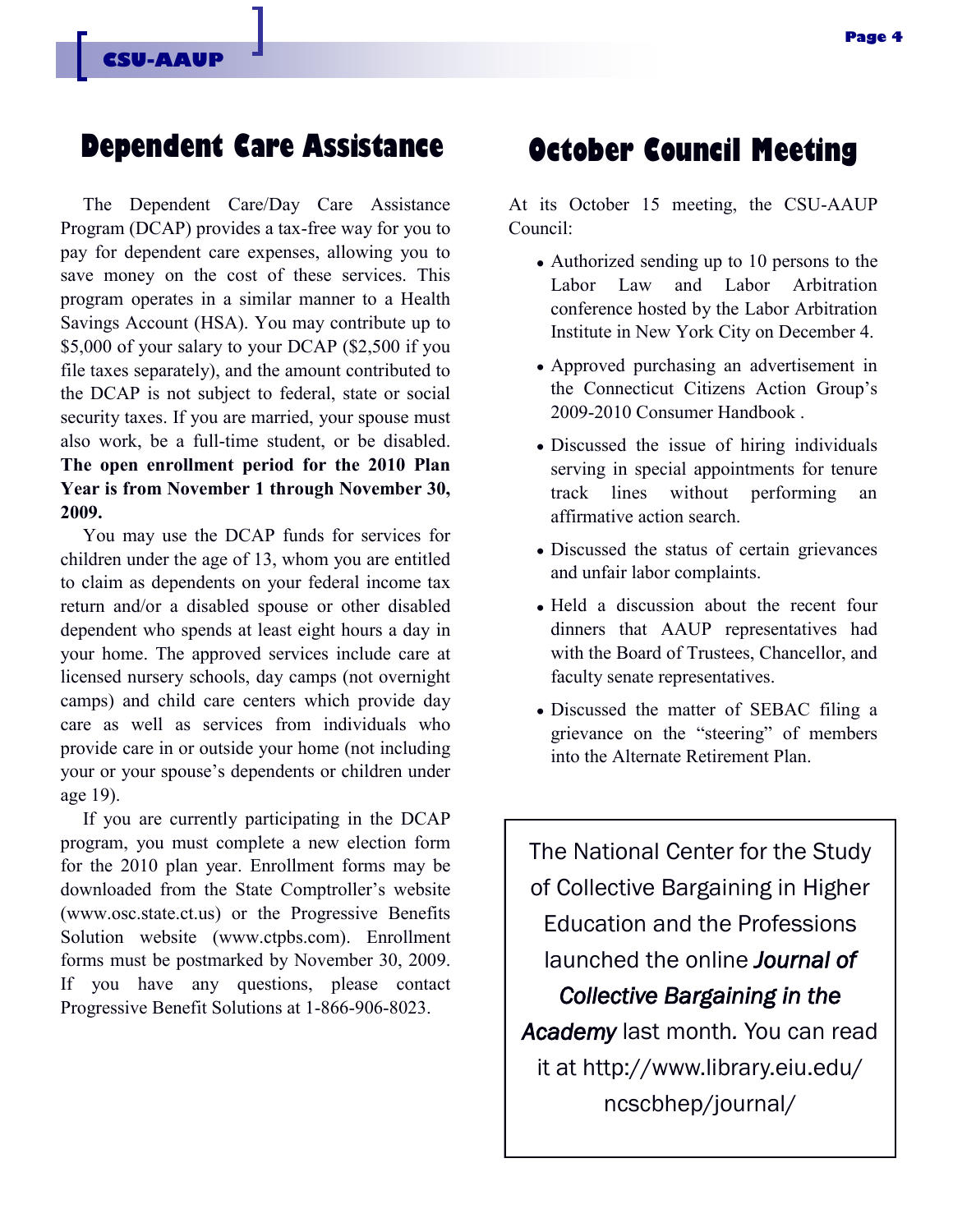## Dependent Care Assistance

The Dependent Care/Day Care Assistance Program (DCAP) provides a tax-free way for you to pay for dependent care expenses, allowing you to save money on the cost of these services. This program operates in a similar manner to a Health Savings Account (HSA). You may contribute up to $5,000 of your salary to your DCAP ($2,500 if you file taxes separately), and the amount contributed to the DCAP is not subject to federal, state or social security taxes. If you are married, your spouse must also work, be a full-time student, or be disabled. **The open enrollment period for the 2010 Plan Year is from November 1 through November 30, 2009.**

You may use the DCAP funds for services for children under the age of 13, whom you are entitled to claim as dependents on your federal income tax return and/or a disabled spouse or other disabled dependent who spends at least eight hours a day in your home. The approved services include care at licensed nursery schools, day camps (not overnight camps) and child care centers which provide day care as well as services from individuals who provide care in or outside your home (not including your or your spouse's dependents or children under age 19).

If you are currently participating in the DCAP program, you must complete a new election form for the 2010 plan year. Enrollment forms may be downloaded from the State Comptroller's website (www.osc.state.ct.us) or the Progressive Benefits Solution website (www.ctpbs.com). Enrollment forms must be postmarked by November 30, 2009. If you have any questions, please contact Progressive Benefit Solutions at 1-866-906-8023.

## October Council Meeting

At its October 15 meeting, the CSU-AAUP Council:

- Authorized sending up to 10 persons to the Labor Law and Labor Arbitration conference hosted by the Labor Arbitration Institute in New York City on December 4.
- Approved purchasing an advertisement in the Connecticut Citizens Action Group's 2009-2010 Consumer Handbook .
- Discussed the issue of hiring individuals serving in special appointments for tenure track lines without performing an affirmative action search.
- Discussed the status of certain grievances and unfair labor complaints.
- Held a discussion about the recent four dinners that AAUP representatives had with the Board of Trustees, Chancellor, and faculty senate representatives.
- Discussed the matter of SEBAC filing a grievance on the "steering" of members into the Alternate Retirement Plan.

The National Center for the Study of Collective Bargaining in Higher Education and the Professions launched the online ***Journal of Collective Bargaining in the Academy*** last month. You can read it at http://www.library.eiu.edu/ncscbhep/journal/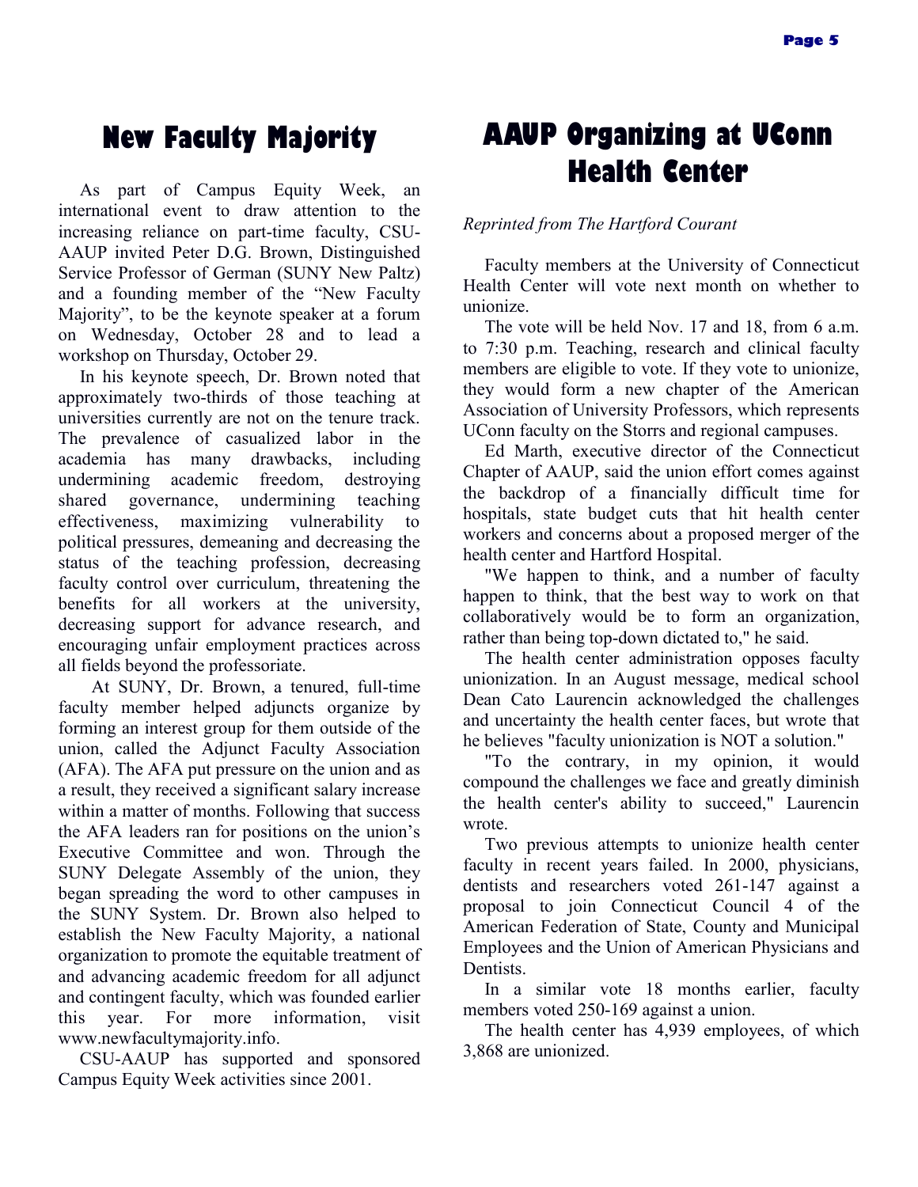# New Faculty Majority

As part of Campus Equity Week, an international event to draw attention to the increasing reliance on part-time faculty, CSU-AAUP invited Peter D.G. Brown, Distinguished Service Professor of German (SUNY New Paltz) and a founding member of the "New Faculty Majority", to be the keynote speaker at a forum on Wednesday, October 28 and to lead a workshop on Thursday, October 29.

In his keynote speech, Dr. Brown noted that approximately two-thirds of those teaching at universities currently are not on the tenure track. The prevalence of casualized labor in the academia has many drawbacks, including undermining academic freedom, destroying shared governance, undermining teaching effectiveness, maximizing vulnerability to political pressures, demeaning and decreasing the status of the teaching profession, decreasing faculty control over curriculum, threatening the benefits for all workers at the university, decreasing support for advance research, and encouraging unfair employment practices across all fields beyond the professoriate.

At SUNY, Dr. Brown, a tenured, full-time faculty member helped adjuncts organize by forming an interest group for them outside of the union, called the Adjunct Faculty Association (AFA). The AFA put pressure on the union and as a result, they received a significant salary increase within a matter of months. Following that success the AFA leaders ran for positions on the union's Executive Committee and won. Through the SUNY Delegate Assembly of the union, they began spreading the word to other campuses in the SUNY System. Dr. Brown also helped to establish the New Faculty Majority, a national organization to promote the equitable treatment of and advancing academic freedom for all adjunct and contingent faculty, which was founded earlier this year. For more information, visit www.newfacultymajority.info.

CSU-AAUP has supported and sponsored Campus Equity Week activities since 2001.

# AAUP Organizing at UConn Health Center

*Reprinted from The Hartford Courant*

Faculty members at the University of Connecticut Health Center will vote next month on whether to unionize.

The vote will be held Nov. 17 and 18, from 6 a.m. to 7:30 p.m. Teaching, research and clinical faculty members are eligible to vote. If they vote to unionize, they would form a new chapter of the American Association of University Professors, which represents UConn faculty on the Storrs and regional campuses.

Ed Marth, executive director of the Connecticut Chapter of AAUP, said the union effort comes against the backdrop of a financially difficult time for hospitals, state budget cuts that hit health center workers and concerns about a proposed merger of the health center and Hartford Hospital.

"We happen to think, and a number of faculty happen to think, that the best way to work on that collaboratively would be to form an organization, rather than being top-down dictated to," he said.

The health center administration opposes faculty unionization. In an August message, medical school Dean Cato Laurencin acknowledged the challenges and uncertainty the health center faces, but wrote that he believes "faculty unionization is NOT a solution."

"To the contrary, in my opinion, it would compound the challenges we face and greatly diminish the health center's ability to succeed," Laurencin wrote.

Two previous attempts to unionize health center faculty in recent years failed. In 2000, physicians, dentists and researchers voted 261-147 against a proposal to join Connecticut Council 4 of the American Federation of State, County and Municipal Employees and the Union of American Physicians and Dentists.

In a similar vote 18 months earlier, faculty members voted 250-169 against a union.

The health center has 4,939 employees, of which 3,868 are unionized.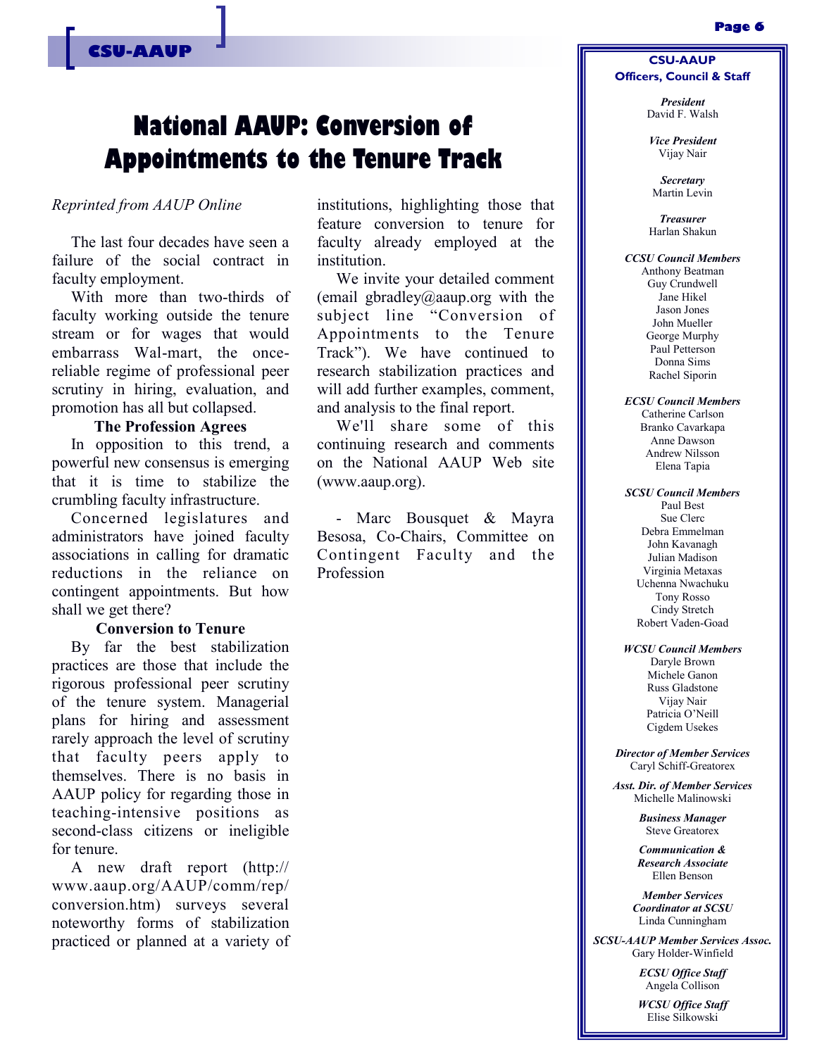# National AAUP: Conversion of Appointments to the Tenure Track

*Reprinted from AAUP Online*

The last four decades have seen a failure of the social contract in faculty employment.

With more than two-thirds of faculty working outside the tenure stream or for wages that would embarrass Wal-mart, the once-reliable regime of professional peer scrutiny in hiring, evaluation, and promotion has all but collapsed.

**The Profession Agrees**

In opposition to this trend, a powerful new consensus is emerging that it is time to stabilize the crumbling faculty infrastructure.

Concerned legislatures and administrators have joined faculty associations in calling for dramatic reductions in the reliance on contingent appointments. But how shall we get there?

**Conversion to Tenure**

By far the best stabilization practices are those that include the rigorous professional peer scrutiny of the tenure system. Managerial plans for hiring and assessment rarely approach the level of scrutiny that faculty peers apply to themselves. There is no basis in AAUP policy for regarding those in teaching-intensive positions as second-class citizens or ineligible for tenure.

A new draft report (http://www.aaup.org/AAUP/comm/rep/conversion.htm) surveys several noteworthy forms of stabilization practiced or planned at a variety of institutions, highlighting those that feature conversion to tenure for faculty already employed at the institution.

We invite your detailed comment (email gbradley@aaup.org with the subject line "Conversion of Appointments to the Tenure Track"). We have continued to research stabilization practices and will add further examples, comment, and analysis to the final report.

We'll share some of this continuing research and comments on the National AAUP Web site (www.aaup.org).

\- Marc Bousquet & Mayra Besosa, Co-Chairs, Committee on Contingent Faculty and the Profession

---

**CSU-AAUP**
**Officers, Council & Staff**

***President***
David F. Walsh

***Vice President***
Vijay Nair

***Secretary***
Martin Levin

***Treasurer***
Harlan Shakun

***CCSU Council Members***
Anthony Beatman
Guy Crundwell
Jane Hikel
Jason Jones
John Mueller
George Murphy
Paul Petterson
Donna Sims
Rachel Siporin

***ECSU Council Members***
Catherine Carlson
Branko Cavarkapa
Anne Dawson
Andrew Nilsson
Elena Tapia

***SCSU Council Members***
Paul Best
Sue Clerc
Debra Emmelman
John Kavanagh
Julian Madison
Virginia Metaxas
Uchenna Nwachuku
Tony Rosso
Cindy Stretch
Robert Vaden-Goad

***WCSU Council Members***
Daryle Brown
Michele Ganon
Russ Gladstone
Vijay Nair
Patricia O'Neill
Cigdem Usekes

***Director of Member Services***
Caryl Schiff-Greatorex

***Asst. Dir. of Member Services***
Michelle Malinowski

***Business Manager***
Steve Greatorex

***Communication & Research Associate***
Ellen Benson

***Member Services Coordinator at SCSU***
Linda Cunningham

***SCSU-AAUP Member Services Assoc.***
Gary Holder-Winfield

***ECSU Office Staff***
Angela Collison

***WCSU Office Staff***
Elise Silkowski